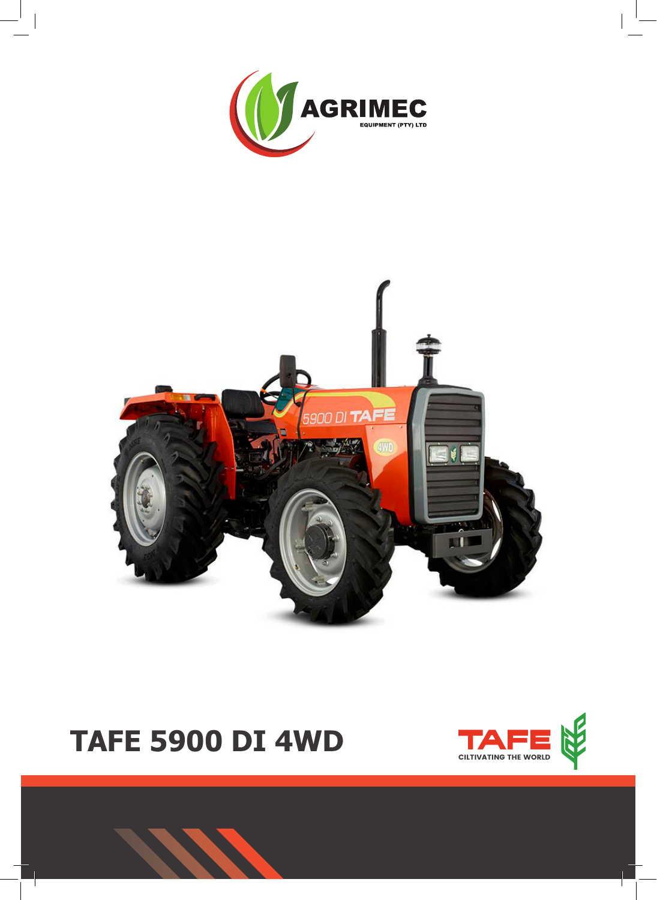AGRIMEC

EQUIPMENT (PTY) LTD

# TAFE 5900 DI 4WD

TAFE

CILTIVATING THE WORLD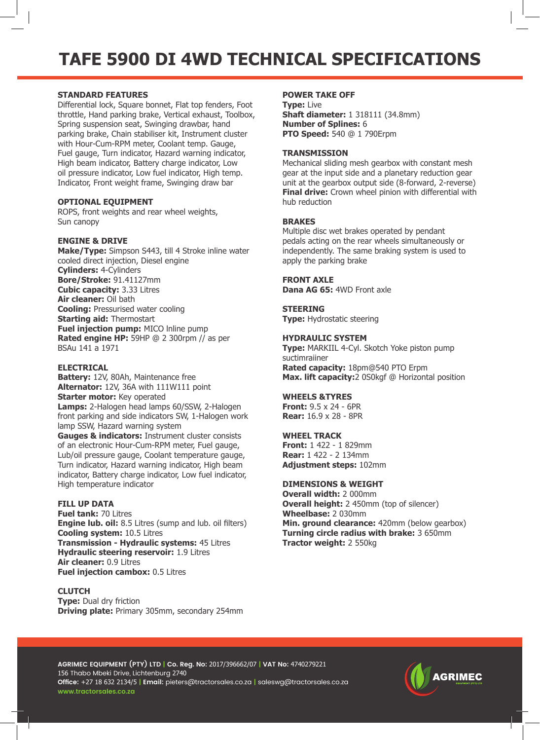# TAFE 5900 DI 4WD TECHNICAL SPECIFICATIONS

## STANDARD FEATURES

Differential lock, Square bonnet, Flat top fenders, Foot throttle, Hand parking brake, Vertical exhaust, Toolbox, Spring suspension seat, Swinging drawbar, hand parking brake, Chain stabiliser kit, Instrument cluster with Hour-Cum-RPM meter, Coolant temp. Gauge, Fuel gauge, Turn indicator, Hazard warning indicator, High beam indicator, Battery charge indicator, Low oil pressure indicator, Low fuel indicator, High temp. Indicator, Front weight frame, Swinging draw bar

## OPTIONAL EQUIPMENT

ROPS, front weights and rear wheel weights, Sun canopy

## ENGINE & DRIVE

**Make/Type:** Simpson S443, till 4 Stroke inline water cooled direct injection, Diesel engine
**Cylinders:** 4-Cylinders
**Bore/Stroke:** 91.41127mm
**Cubic capacity:** 3.33 Litres
**Air cleaner:** Oil bath
**Cooling:** Pressurised water cooling
**Starting aid:** Thermostart
**Fuel injection pump:** MICO lnline pump
**Rated engine HP:** 59HP @ 2 300rpm // as per BSAu 141 a 1971

## ELECTRICAL

**Battery:** 12V, 80Ah, Maintenance free
**Alternator:** 12V, 36A with 111W111 point
**Starter motor:** Key operated
**Lamps:** 2-Halogen head lamps 60/SSW, 2-Halogen front parking and side indicators SW, 1-Halogen work lamp SSW, Hazard warning system
**Gauges & indicators:** Instrument cluster consists of an electronic Hour-Cum-RPM meter, Fuel gauge, Lub/oil pressure gauge, Coolant temperature gauge, Turn indicator, Hazard warning indicator, High beam indicator, Battery charge indicator, Low fuel indicator, High temperature indicator

## FILL UP DATA

**Fuel tank:** 70 Litres
**Engine lub. oil:** 8.5 Litres (sump and lub. oil filters)
**Cooling system:** 10.5 Litres
**Transmission - Hydraulic systems:** 45 Litres
**Hydraulic steering reservoir:** 1.9 Litres
**Air cleaner:** 0.9 Litres
**Fuel injection cambox:** 0.5 Litres

## CLUTCH

**Type:** Dual dry friction
**Driving plate:** Primary 305mm, secondary 254mm

## POWER TAKE OFF

**Type:** Live
**Shaft diameter:** 1 318111 (34.8mm)
**Number of Splines:** 6
**PTO Speed:** 540 @ 1 790Erpm

## TRANSMISSION

Mechanical sliding mesh gearbox with constant mesh gear at the input side and a planetary reduction gear unit at the gearbox output side (8-forward, 2-reverse)
**Final drive:** Crown wheel pinion with differential with hub reduction

## BRAKES

Multiple disc wet brakes operated by pendant pedals acting on the rear wheels simultaneously or independently. The same braking system is used to apply the parking brake

## FRONT AXLE

**Dana AG 65:** 4WD Front axle

## STEERING

**Type:** Hydrostatic steering

## HYDRAULIC SYSTEM

**Type:** MARKIIL 4-Cyl. Skotch Yoke piston pump suctimraiiner
**Rated capacity:** 18pm@540 PTO Erpm
**Max. lift capacity:**2 0S0kgf @ Horizontal position

## WHEELS &TYRES

**Front:** 9.5 x 24 - 6PR
**Rear:** 16.9 x 28 - 8PR

## WHEEL TRACK

**Front:** 1 422 - 1 829mm
**Rear:** 1 422 - 2 134mm
**Adjustment steps:** 102mm

## DIMENSIONS & WEIGHT

**Overall width:** 2 000mm
**Overall height:** 2 450mm (top of silencer)
**Wheelbase:** 2 030mm
**Min. ground clearance:** 420mm (below gearbox)
**Turning circle radius with brake:** 3 650mm
**Tractor weight:** 2 550kg

**AGRIMEC EQUIPMENT (PTY) LTD** | **Co. Reg. No:** 2017/396662/07 | **VAT No:** 4740279221
156 Thabo Mbeki Drive, Lichtenburg 2740
**Office:** +27 18 632 2134/5 | **Email:** pieters@tractorsales.co.za | saleswg@tractorsales.co.za
**www.tractorsales.co.za**

AGRIMEC EQUIPMENT (PTY) LTD